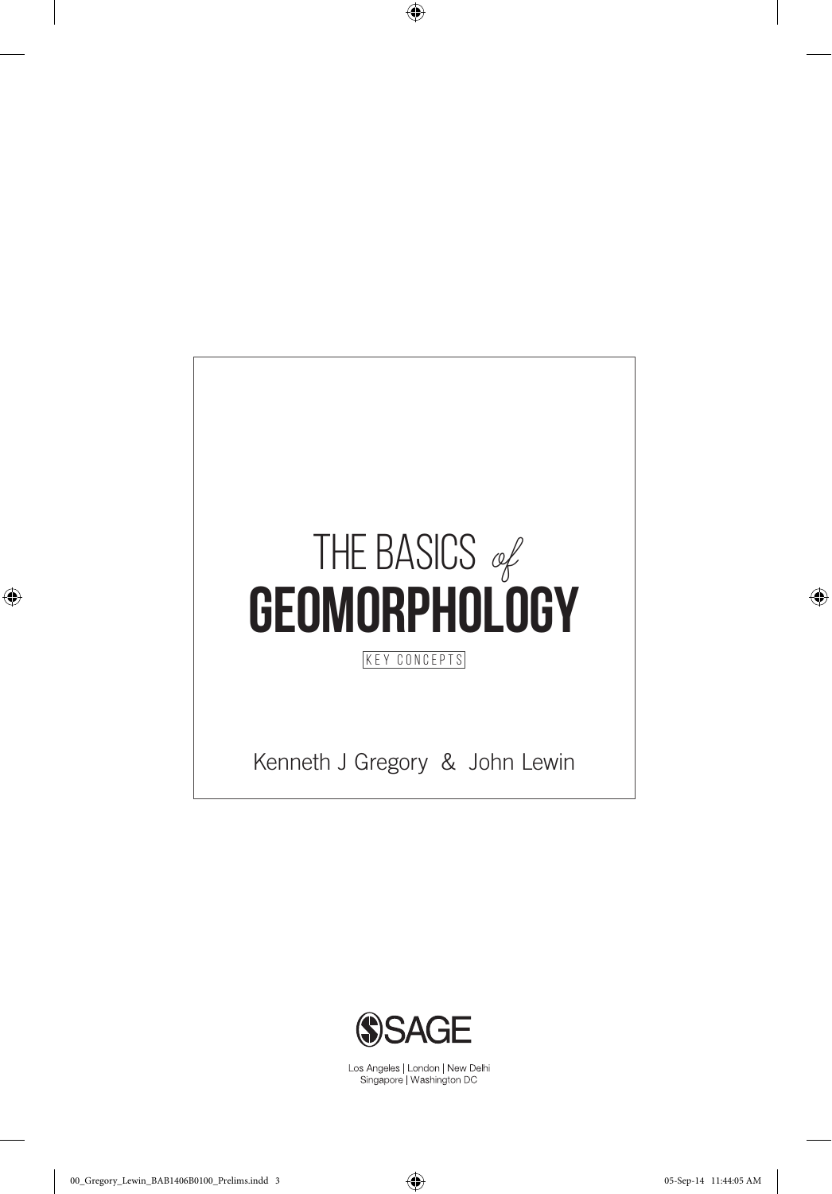# THE BASICS *of* GEOMORPHOLOGY

KEY CONCEPTS

Kenneth J Gregory & John Lewin

SAGE

Los Angeles | London | New Delhi
Singapore | Washington DC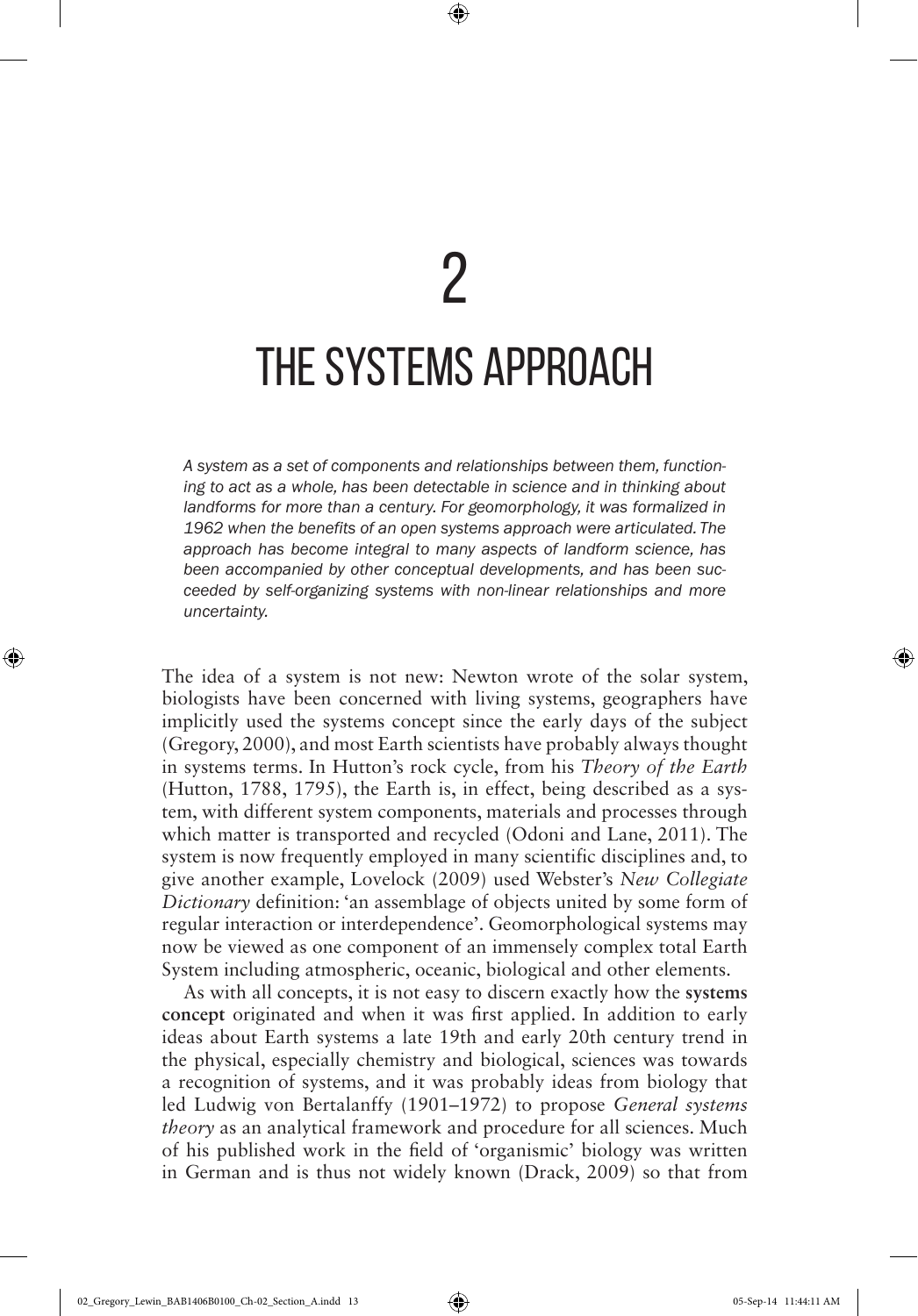# 2

# THE SYSTEMS APPROACH

*A system as a set of components and relationships between them, functioning to act as a whole, has been detectable in science and in thinking about landforms for more than a century. For geomorphology, it was formalized in 1962 when the benefits of an open systems approach were articulated. The approach has become integral to many aspects of landform science, has been accompanied by other conceptual developments, and has been succeeded by self-organizing systems with non-linear relationships and more uncertainty.*

The idea of a system is not new: Newton wrote of the solar system, biologists have been concerned with living systems, geographers have implicitly used the systems concept since the early days of the subject (Gregory, 2000), and most Earth scientists have probably always thought in systems terms. In Hutton's rock cycle, from his *Theory of the Earth* (Hutton, 1788, 1795), the Earth is, in effect, being described as a system, with different system components, materials and processes through which matter is transported and recycled (Odoni and Lane, 2011). The system is now frequently employed in many scientific disciplines and, to give another example, Lovelock (2009) used Webster's *New Collegiate Dictionary* definition: 'an assemblage of objects united by some form of regular interaction or interdependence'. Geomorphological systems may now be viewed as one component of an immensely complex total Earth System including atmospheric, oceanic, biological and other elements.

As with all concepts, it is not easy to discern exactly how the **systems concept** originated and when it was first applied. In addition to early ideas about Earth systems a late 19th and early 20th century trend in the physical, especially chemistry and biological, sciences was towards a recognition of systems, and it was probably ideas from biology that led Ludwig von Bertalanffy (1901–1972) to propose *General systems theory* as an analytical framework and procedure for all sciences. Much of his published work in the field of 'organismic' biology was written in German and is thus not widely known (Drack, 2009) so that from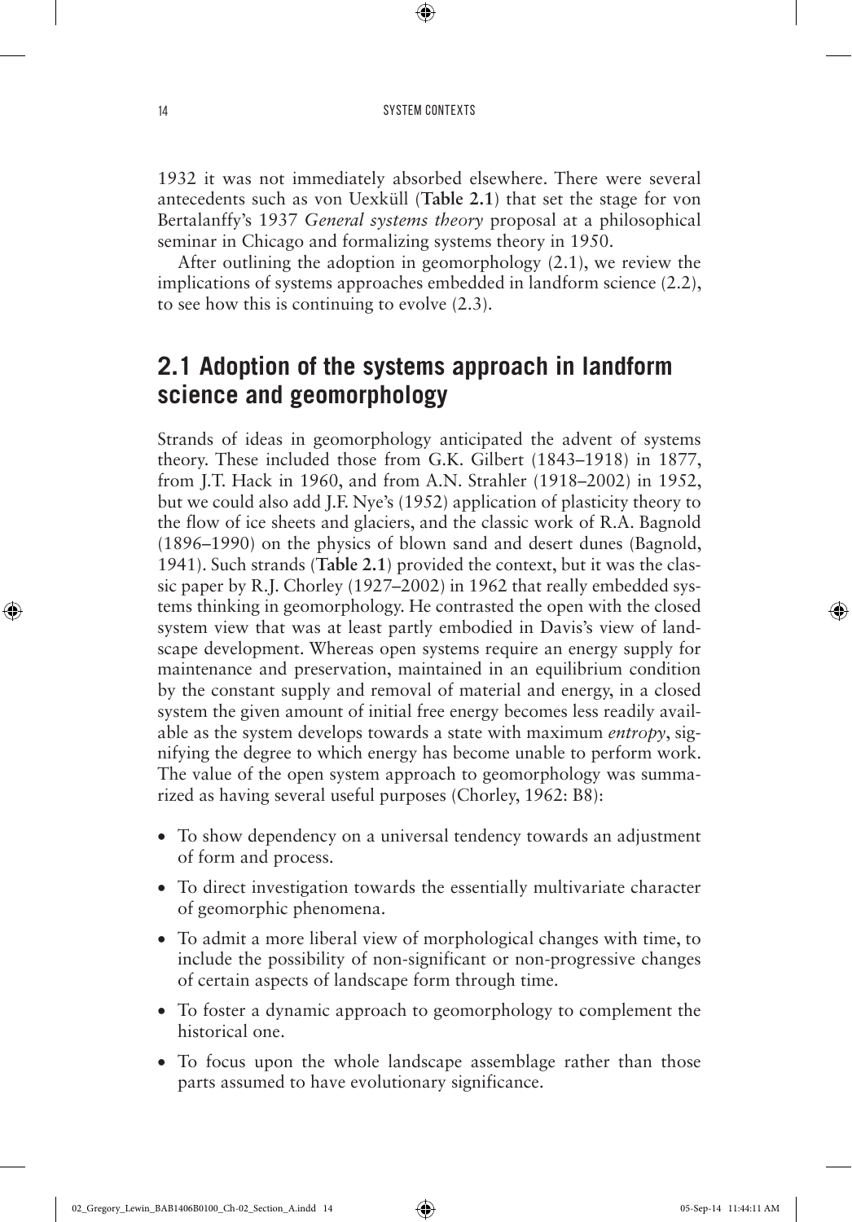1932 it was not immediately absorbed elsewhere. There were several antecedents such as von Uexküll (**Table 2.1**) that set the stage for von Bertalanffy's 1937 *General systems theory* proposal at a philosophical seminar in Chicago and formalizing systems theory in 1950.

After outlining the adoption in geomorphology (2.1), we review the implications of systems approaches embedded in landform science (2.2), to see how this is continuing to evolve (2.3).

## 2.1 Adoption of the systems approach in landform science and geomorphology

Strands of ideas in geomorphology anticipated the advent of systems theory. These included those from G.K. Gilbert (1843–1918) in 1877, from J.T. Hack in 1960, and from A.N. Strahler (1918–2002) in 1952, but we could also add J.F. Nye's (1952) application of plasticity theory to the flow of ice sheets and glaciers, and the classic work of R.A. Bagnold (1896–1990) on the physics of blown sand and desert dunes (Bagnold, 1941). Such strands (**Table 2.1**) provided the context, but it was the classic paper by R.J. Chorley (1927–2002) in 1962 that really embedded systems thinking in geomorphology. He contrasted the open with the closed system view that was at least partly embodied in Davis's view of landscape development. Whereas open systems require an energy supply for maintenance and preservation, maintained in an equilibrium condition by the constant supply and removal of material and energy, in a closed system the given amount of initial free energy becomes less readily available as the system develops towards a state with maximum *entropy*, signifying the degree to which energy has become unable to perform work. The value of the open system approach to geomorphology was summarized as having several useful purposes (Chorley, 1962: B8):

- To show dependency on a universal tendency towards an adjustment of form and process.
- To direct investigation towards the essentially multivariate character of geomorphic phenomena.
- To admit a more liberal view of morphological changes with time, to include the possibility of non-significant or non-progressive changes of certain aspects of landscape form through time.
- To foster a dynamic approach to geomorphology to complement the historical one.
- To focus upon the whole landscape assemblage rather than those parts assumed to have evolutionary significance.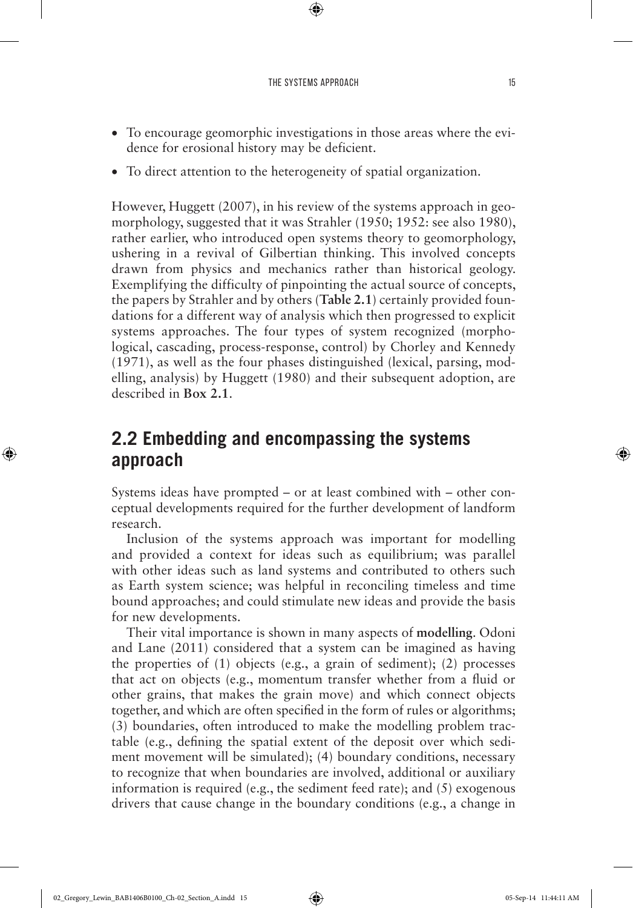- To encourage geomorphic investigations in those areas where the evidence for erosional history may be deficient.
- To direct attention to the heterogeneity of spatial organization.

However, Huggett (2007), in his review of the systems approach in geomorphology, suggested that it was Strahler (1950; 1952: see also 1980), rather earlier, who introduced open systems theory to geomorphology, ushering in a revival of Gilbertian thinking. This involved concepts drawn from physics and mechanics rather than historical geology. Exemplifying the difficulty of pinpointing the actual source of concepts, the papers by Strahler and by others (**Table 2.1**) certainly provided foundations for a different way of analysis which then progressed to explicit systems approaches. The four types of system recognized (morphological, cascading, process-response, control) by Chorley and Kennedy (1971), as well as the four phases distinguished (lexical, parsing, modelling, analysis) by Huggett (1980) and their subsequent adoption, are described in **Box 2.1**.

## 2.2 Embedding and encompassing the systems approach

Systems ideas have prompted – or at least combined with – other conceptual developments required for the further development of landform research.

Inclusion of the systems approach was important for modelling and provided a context for ideas such as equilibrium; was parallel with other ideas such as land systems and contributed to others such as Earth system science; was helpful in reconciling timeless and time bound approaches; and could stimulate new ideas and provide the basis for new developments.

Their vital importance is shown in many aspects of **modelling**. Odoni and Lane (2011) considered that a system can be imagined as having the properties of (1) objects (e.g., a grain of sediment); (2) processes that act on objects (e.g., momentum transfer whether from a fluid or other grains, that makes the grain move) and which connect objects together, and which are often specified in the form of rules or algorithms; (3) boundaries, often introduced to make the modelling problem tractable (e.g., defining the spatial extent of the deposit over which sediment movement will be simulated); (4) boundary conditions, necessary to recognize that when boundaries are involved, additional or auxiliary information is required (e.g., the sediment feed rate); and (5) exogenous drivers that cause change in the boundary conditions (e.g., a change in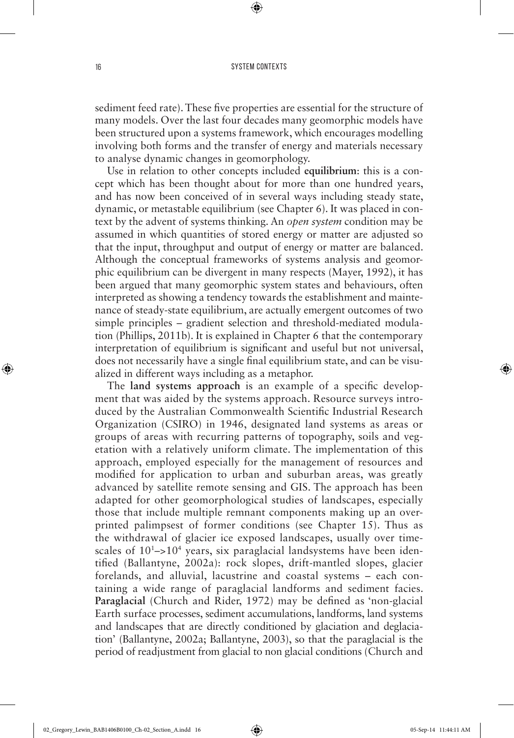sediment feed rate). These five properties are essential for the structure of many models. Over the last four decades many geomorphic models have been structured upon a systems framework, which encourages modelling involving both forms and the transfer of energy and materials necessary to analyse dynamic changes in geomorphology.

Use in relation to other concepts included **equilibrium**: this is a concept which has been thought about for more than one hundred years, and has now been conceived of in several ways including steady state, dynamic, or metastable equilibrium (see Chapter 6). It was placed in context by the advent of systems thinking. An *open system* condition may be assumed in which quantities of stored energy or matter are adjusted so that the input, throughput and output of energy or matter are balanced. Although the conceptual frameworks of systems analysis and geomorphic equilibrium can be divergent in many respects (Mayer, 1992), it has been argued that many geomorphic system states and behaviours, often interpreted as showing a tendency towards the establishment and maintenance of steady-state equilibrium, are actually emergent outcomes of two simple principles – gradient selection and threshold-mediated modulation (Phillips, 2011b). It is explained in Chapter 6 that the contemporary interpretation of equilibrium is significant and useful but not universal, does not necessarily have a single final equilibrium state, and can be visualized in different ways including as a metaphor.

The **land systems approach** is an example of a specific development that was aided by the systems approach. Resource surveys introduced by the Australian Commonwealth Scientific Industrial Research Organization (CSIRO) in 1946, designated land systems as areas or groups of areas with recurring patterns of topography, soils and vegetation with a relatively uniform climate. The implementation of this approach, employed especially for the management of resources and modified for application to urban and suburban areas, was greatly advanced by satellite remote sensing and GIS. The approach has been adapted for other geomorphological studies of landscapes, especially those that include multiple remnant components making up an overprinted palimpsest of former conditions (see Chapter 15). Thus as the withdrawal of glacier ice exposed landscapes, usually over timescales of $10^1$–$>10^4$ years, six paraglacial landsystems have been identified (Ballantyne, 2002a): rock slopes, drift-mantled slopes, glacier forelands, and alluvial, lacustrine and coastal systems – each containing a wide range of paraglacial landforms and sediment facies. **Paraglacial** (Church and Rider, 1972) may be defined as 'non-glacial Earth surface processes, sediment accumulations, landforms, land systems and landscapes that are directly conditioned by glaciation and deglaciation' (Ballantyne, 2002a; Ballantyne, 2003), so that the paraglacial is the period of readjustment from glacial to non glacial conditions (Church and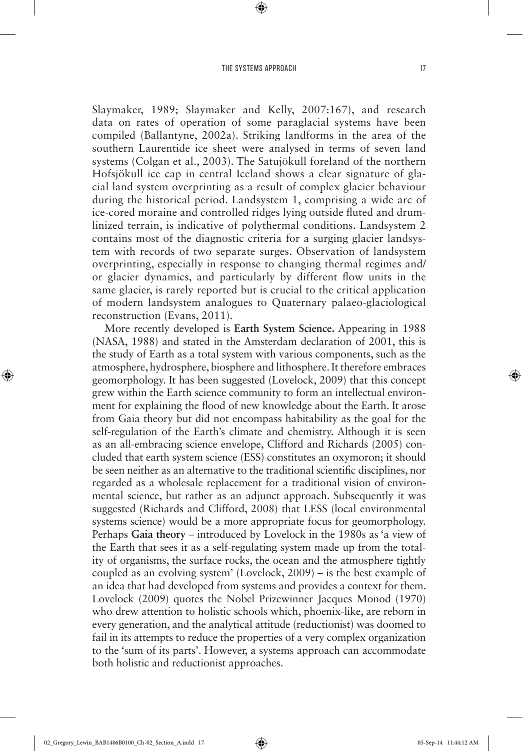Slaymaker, 1989; Slaymaker and Kelly, 2007:167), and research data on rates of operation of some paraglacial systems have been compiled (Ballantyne, 2002a). Striking landforms in the area of the southern Laurentide ice sheet were analysed in terms of seven land systems (Colgan et al., 2003). The Satujökull foreland of the northern Hofsjökull ice cap in central Iceland shows a clear signature of glacial land system overprinting as a result of complex glacier behaviour during the historical period. Landsystem 1, comprising a wide arc of ice-cored moraine and controlled ridges lying outside fluted and drumlinized terrain, is indicative of polythermal conditions. Landsystem 2 contains most of the diagnostic criteria for a surging glacier landsystem with records of two separate surges. Observation of landsystem overprinting, especially in response to changing thermal regimes and/or glacier dynamics, and particularly by different flow units in the same glacier, is rarely reported but is crucial to the critical application of modern landsystem analogues to Quaternary palaeo-glaciological reconstruction (Evans, 2011).

More recently developed is **Earth System Science.** Appearing in 1988 (NASA, 1988) and stated in the Amsterdam declaration of 2001, this is the study of Earth as a total system with various components, such as the atmosphere, hydrosphere, biosphere and lithosphere. It therefore embraces geomorphology. It has been suggested (Lovelock, 2009) that this concept grew within the Earth science community to form an intellectual environment for explaining the flood of new knowledge about the Earth. It arose from Gaia theory but did not encompass habitability as the goal for the self-regulation of the Earth's climate and chemistry. Although it is seen as an all-embracing science envelope, Clifford and Richards (2005) concluded that earth system science (ESS) constitutes an oxymoron; it should be seen neither as an alternative to the traditional scientific disciplines, nor regarded as a wholesale replacement for a traditional vision of environmental science, but rather as an adjunct approach. Subsequently it was suggested (Richards and Clifford, 2008) that LESS (local environmental systems science) would be a more appropriate focus for geomorphology. Perhaps **Gaia theory** – introduced by Lovelock in the 1980s as 'a view of the Earth that sees it as a self-regulating system made up from the totality of organisms, the surface rocks, the ocean and the atmosphere tightly coupled as an evolving system' (Lovelock, 2009) – is the best example of an idea that had developed from systems and provides a context for them. Lovelock (2009) quotes the Nobel Prizewinner Jacques Monod (1970) who drew attention to holistic schools which, phoenix-like, are reborn in every generation, and the analytical attitude (reductionist) was doomed to fail in its attempts to reduce the properties of a very complex organization to the 'sum of its parts'. However, a systems approach can accommodate both holistic and reductionist approaches.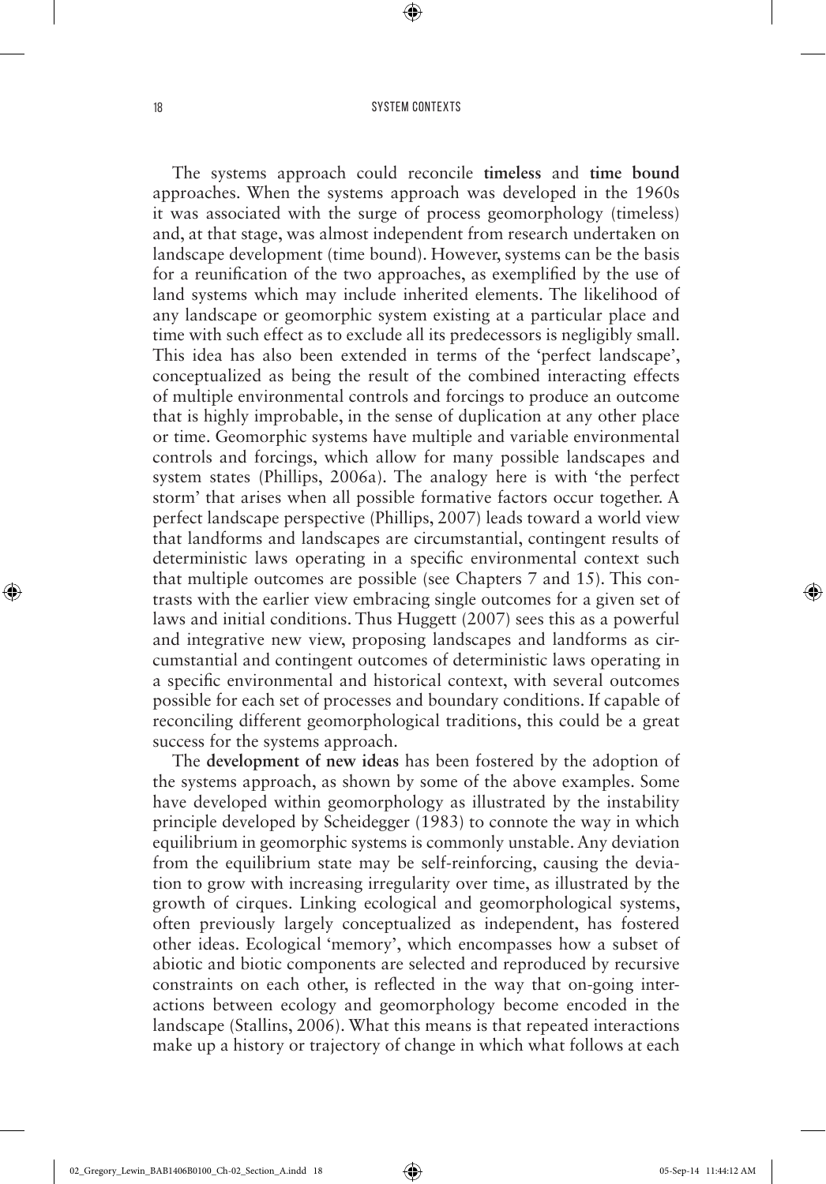The systems approach could reconcile **timeless** and **time bound** approaches. When the systems approach was developed in the 1960s it was associated with the surge of process geomorphology (timeless) and, at that stage, was almost independent from research undertaken on landscape development (time bound). However, systems can be the basis for a reunification of the two approaches, as exemplified by the use of land systems which may include inherited elements. The likelihood of any landscape or geomorphic system existing at a particular place and time with such effect as to exclude all its predecessors is negligibly small. This idea has also been extended in terms of the 'perfect landscape', conceptualized as being the result of the combined interacting effects of multiple environmental controls and forcings to produce an outcome that is highly improbable, in the sense of duplication at any other place or time. Geomorphic systems have multiple and variable environmental controls and forcings, which allow for many possible landscapes and system states (Phillips, 2006a). The analogy here is with 'the perfect storm' that arises when all possible formative factors occur together. A perfect landscape perspective (Phillips, 2007) leads toward a world view that landforms and landscapes are circumstantial, contingent results of deterministic laws operating in a specific environmental context such that multiple outcomes are possible (see Chapters 7 and 15). This contrasts with the earlier view embracing single outcomes for a given set of laws and initial conditions. Thus Huggett (2007) sees this as a powerful and integrative new view, proposing landscapes and landforms as circumstantial and contingent outcomes of deterministic laws operating in a specific environmental and historical context, with several outcomes possible for each set of processes and boundary conditions. If capable of reconciling different geomorphological traditions, this could be a great success for the systems approach.

The **development of new ideas** has been fostered by the adoption of the systems approach, as shown by some of the above examples. Some have developed within geomorphology as illustrated by the instability principle developed by Scheidegger (1983) to connote the way in which equilibrium in geomorphic systems is commonly unstable. Any deviation from the equilibrium state may be self-reinforcing, causing the deviation to grow with increasing irregularity over time, as illustrated by the growth of cirques. Linking ecological and geomorphological systems, often previously largely conceptualized as independent, has fostered other ideas. Ecological 'memory', which encompasses how a subset of abiotic and biotic components are selected and reproduced by recursive constraints on each other, is reflected in the way that on-going interactions between ecology and geomorphology become encoded in the landscape (Stallins, 2006). What this means is that repeated interactions make up a history or trajectory of change in which what follows at each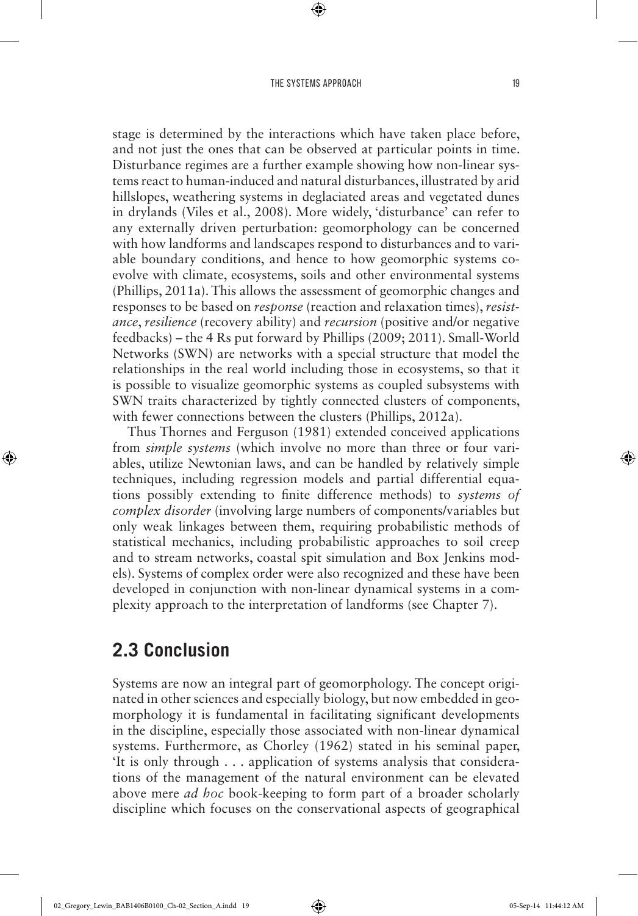stage is determined by the interactions which have taken place before, and not just the ones that can be observed at particular points in time. Disturbance regimes are a further example showing how non-linear systems react to human-induced and natural disturbances, illustrated by arid hillslopes, weathering systems in deglaciated areas and vegetated dunes in drylands (Viles et al., 2008). More widely, 'disturbance' can refer to any externally driven perturbation: geomorphology can be concerned with how landforms and landscapes respond to disturbances and to variable boundary conditions, and hence to how geomorphic systems coevolve with climate, ecosystems, soils and other environmental systems (Phillips, 2011a). This allows the assessment of geomorphic changes and responses to be based on *response* (reaction and relaxation times), *resistance*, *resilience* (recovery ability) and *recursion* (positive and/or negative feedbacks) – the 4 Rs put forward by Phillips (2009; 2011). Small-World Networks (SWN) are networks with a special structure that model the relationships in the real world including those in ecosystems, so that it is possible to visualize geomorphic systems as coupled subsystems with SWN traits characterized by tightly connected clusters of components, with fewer connections between the clusters (Phillips, 2012a).

Thus Thornes and Ferguson (1981) extended conceived applications from *simple systems* (which involve no more than three or four variables, utilize Newtonian laws, and can be handled by relatively simple techniques, including regression models and partial differential equations possibly extending to finite difference methods) to *systems of complex disorder* (involving large numbers of components/variables but only weak linkages between them, requiring probabilistic methods of statistical mechanics, including probabilistic approaches to soil creep and to stream networks, coastal spit simulation and Box Jenkins models). Systems of complex order were also recognized and these have been developed in conjunction with non-linear dynamical systems in a complexity approach to the interpretation of landforms (see Chapter 7).

## 2.3 Conclusion

Systems are now an integral part of geomorphology. The concept originated in other sciences and especially biology, but now embedded in geomorphology it is fundamental in facilitating significant developments in the discipline, especially those associated with non-linear dynamical systems. Furthermore, as Chorley (1962) stated in his seminal paper, 'It is only through . . . application of systems analysis that considerations of the management of the natural environment can be elevated above mere *ad hoc* book-keeping to form part of a broader scholarly discipline which focuses on the conservational aspects of geographical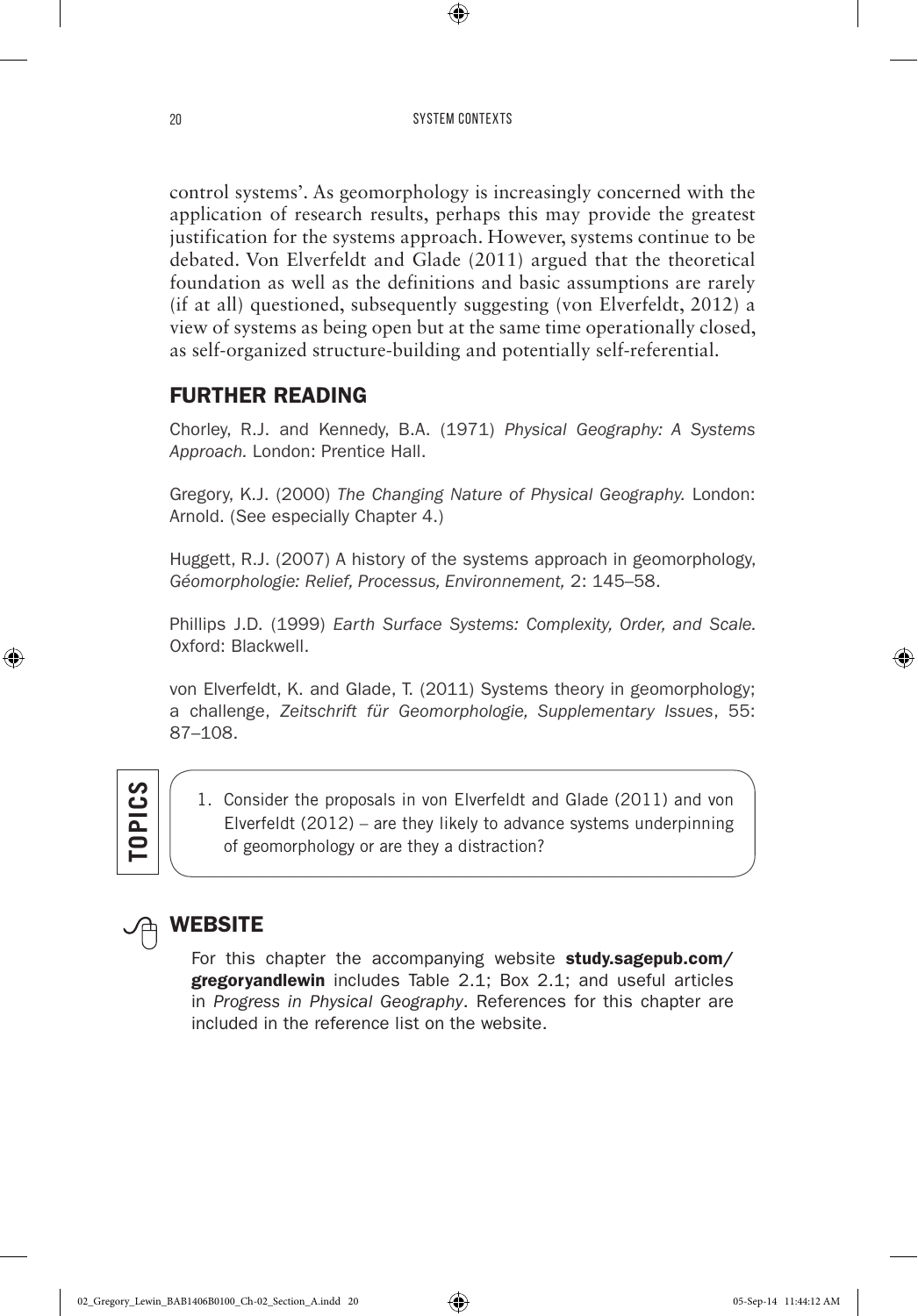control systems'. As geomorphology is increasingly concerned with the application of research results, perhaps this may provide the greatest justification for the systems approach. However, systems continue to be debated. Von Elverfeldt and Glade (2011) argued that the theoretical foundation as well as the definitions and basic assumptions are rarely (if at all) questioned, subsequently suggesting (von Elverfeldt, 2012) a view of systems as being open but at the same time operationally closed, as self-organized structure-building and potentially self-referential.

## FURTHER READING

Chorley, R.J. and Kennedy, B.A. (1971) *Physical Geography: A Systems Approach.* London: Prentice Hall.

Gregory, K.J. (2000) *The Changing Nature of Physical Geography.* London: Arnold. (See especially Chapter 4.)

Huggett, R.J. (2007) A history of the systems approach in geomorphology, *Géomorphologie: Relief, Processus, Environnement,* 2: 145–58.

Phillips J.D. (1999) *Earth Surface Systems: Complexity, Order, and Scale.* Oxford: Blackwell.

von Elverfeldt, K. and Glade, T. (2011) Systems theory in geomorphology; a challenge, *Zeitschrift für Geomorphologie, Supplementary Issues*, 55: 87–108.

## TOPICS

1. Consider the proposals in von Elverfeldt and Glade (2011) and von Elverfeldt (2012) – are they likely to advance systems underpinning of geomorphology or are they a distraction?

## WEBSITE

For this chapter the accompanying website **study.sagepub.com/gregoryandlewin** includes Table 2.1; Box 2.1; and useful articles in *Progress in Physical Geography*. References for this chapter are included in the reference list on the website.